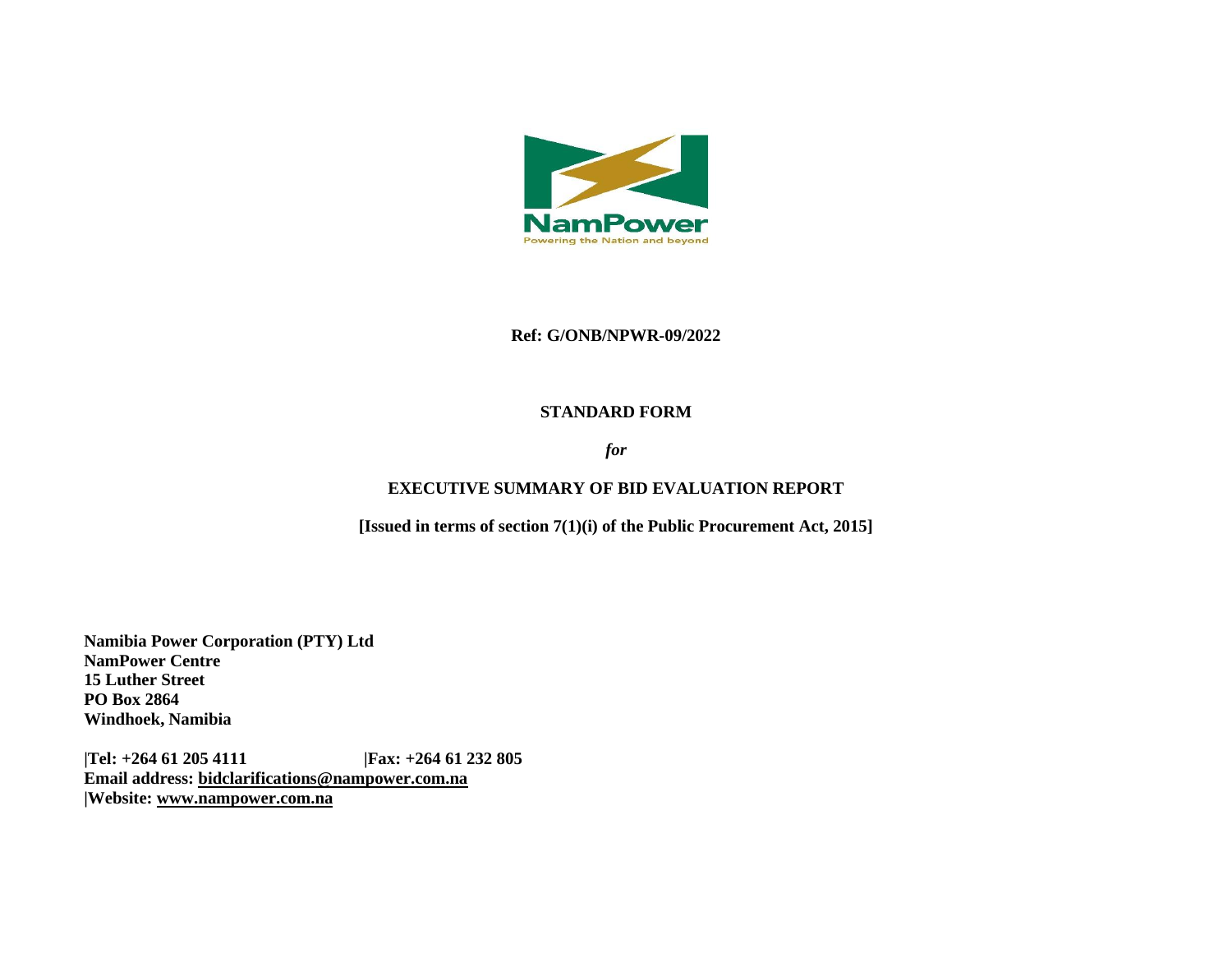NamPower
Powering the Nation and beyond

**Ref: G/ONB/NPWR-09/2022**

**STANDARD FORM**

***for***

**EXECUTIVE SUMMARY OF BID EVALUATION REPORT**

**[Issued in terms of section 7(1)(i) of the Public Procurement Act, 2015]**

**Namibia Power Corporation (PTY) Ltd**
**NamPower Centre**
**15 Luther Street**
**PO Box 2864**
**Windhoek, Namibia**

**|Tel: +264 61 205 4111 |Fax: +264 61 232 805**
**Email address: bidclarifications@nampower.com.na**
**|Website: www.nampower.com.na**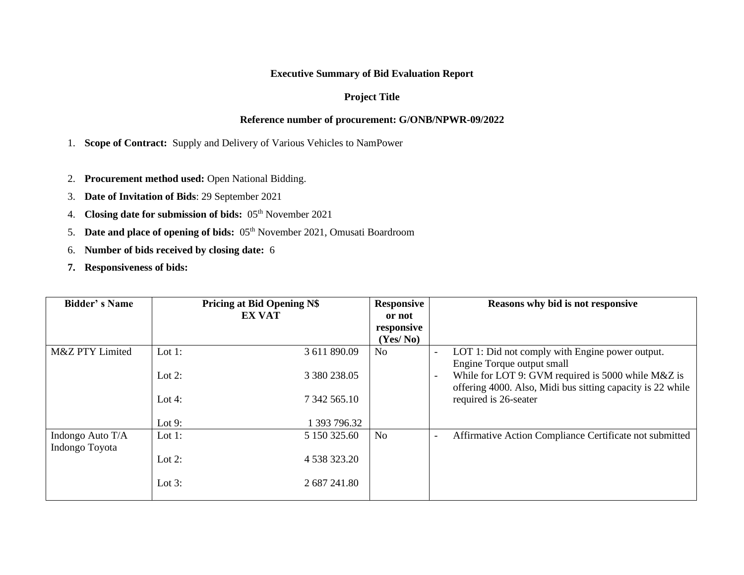**Executive Summary of Bid Evaluation Report**

**Project Title**

**Reference number of procurement: G/ONB/NPWR-09/2022**

1. **Scope of Contract:** Supply and Delivery of Various Vehicles to NamPower
2. **Procurement method used:** Open National Bidding.
3. **Date of Invitation of Bids**: 29 September 2021
4. **Closing date for submission of bids:** 05th November 2021
5. **Date and place of opening of bids:** 05th November 2021, Omusati Boardroom
6. **Number of bids received by closing date:** 6
7. **Responsiveness of bids:**

| Bidder' s Name | Pricing at Bid Opening N$ EX VAT | | Responsive or not responsive (Yes/ No) | Reasons why bid is not responsive |
|---|---|---|---|---|
| M&Z PTY Limited | Lot 1:<br>Lot 2:<br>Lot 4:<br>Lot 9: | 3 611 890.09<br>3 380 238.05<br>7 342 565.10<br>1 393 796.32 | No | - LOT 1: Did not comply with Engine power output. Engine Torque output small<br>- While for LOT 9: GVM required is 5000 while M&Z is offering 4000. Also, Midi bus sitting capacity is 22 while required is 26-seater |
| Indongo Auto T/A Indongo Toyota | Lot 1:<br>Lot 2:<br>Lot 3: | 5 150 325.60<br>4 538 323.20<br>2 687 241.80 | No | - Affirmative Action Compliance Certificate not submitted |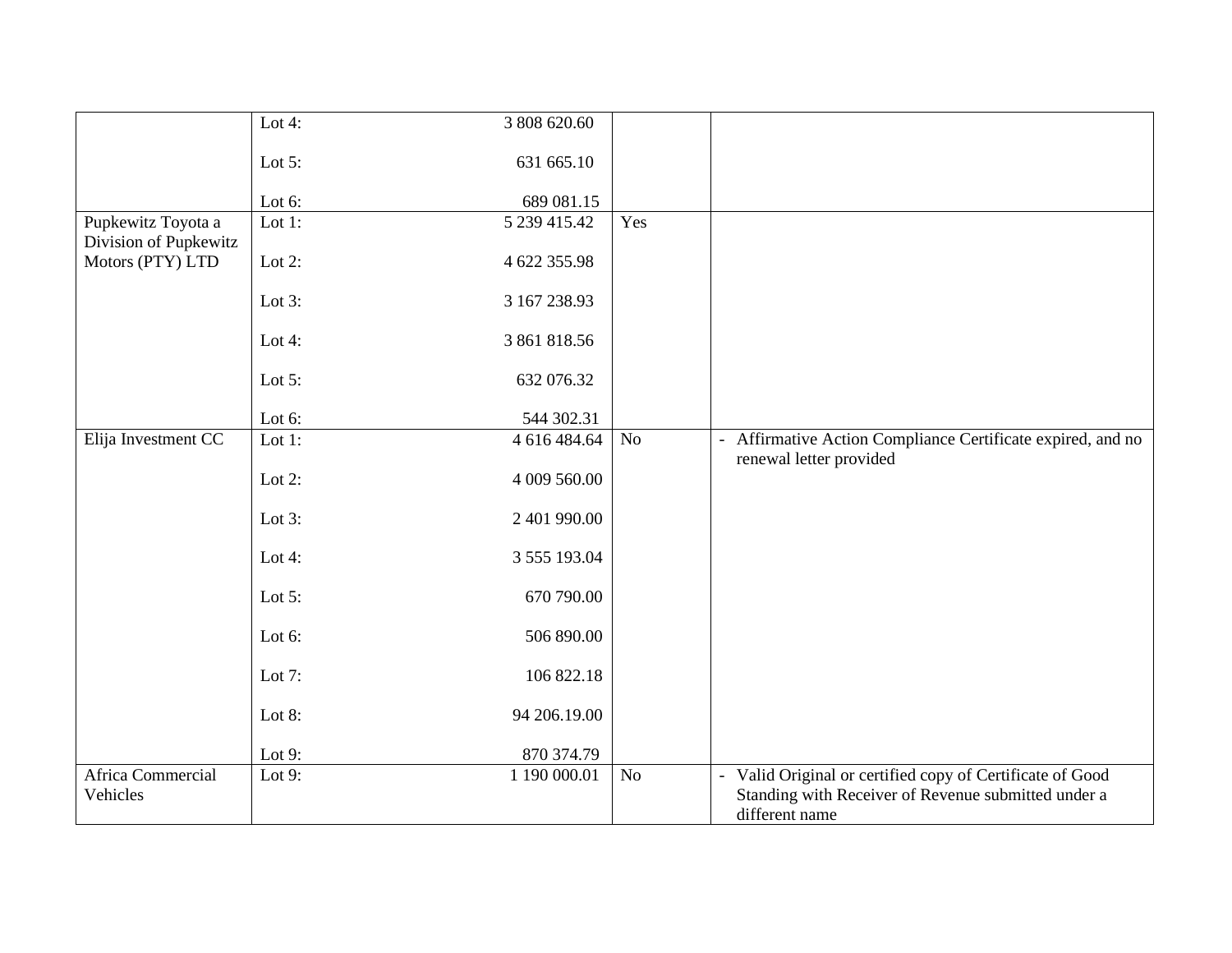| | | | | |
|---|---|---|---|---|
| | Lot 4: | 3 808 620.60 | | |
| | Lot 5: | 631 665.10 | | |
| | Lot 6: | 689 081.15 | | |
| Pupkewitz Toyota a Division of Pupkewitz Motors (PTY) LTD | Lot 1: | 5 239 415.42 | Yes | |
| | Lot 2: | 4 622 355.98 | | |
| | Lot 3: | 3 167 238.93 | | |
| | Lot 4: | 3 861 818.56 | | |
| | Lot 5: | 632 076.32 | | |
| | Lot 6: | 544 302.31 | | |
| Elija Investment CC | Lot 1: | 4 616 484.64 | No | - Affirmative Action Compliance Certificate expired, and no renewal letter provided |
| | Lot 2: | 4 009 560.00 | | |
| | Lot 3: | 2 401 990.00 | | |
| | Lot 4: | 3 555 193.04 | | |
| | Lot 5: | 670 790.00 | | |
| | Lot 6: | 506 890.00 | | |
| | Lot 7: | 106 822.18 | | |
| | Lot 8: | 94 206.19.00 | | |
| | Lot 9: | 870 374.79 | | |
| Africa Commercial Vehicles | Lot 9: | 1 190 000.01 | No | - Valid Original or certified copy of Certificate of Good Standing with Receiver of Revenue submitted under a different name |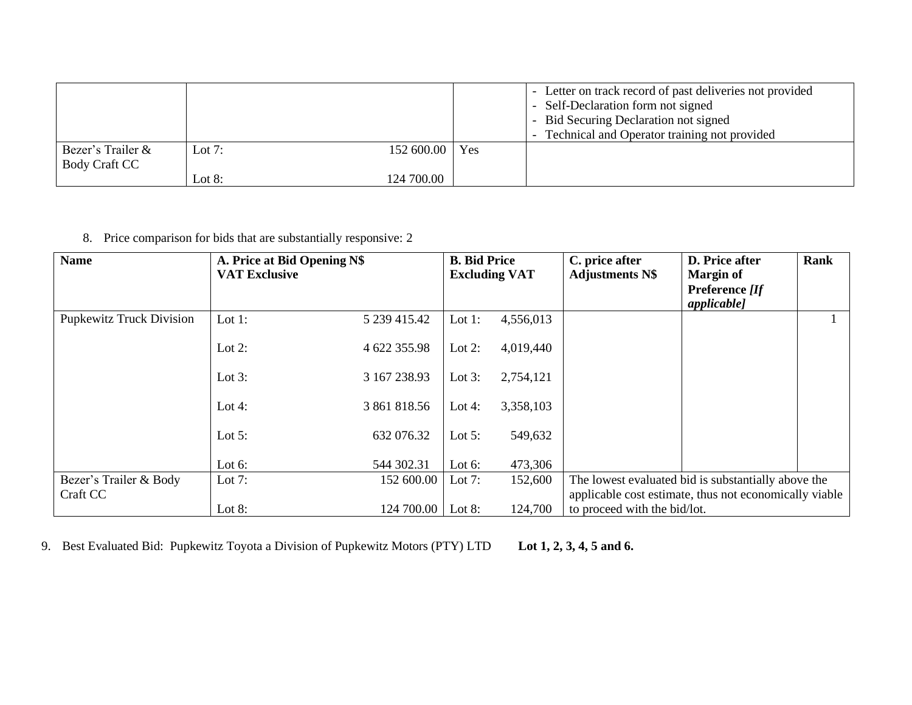| | | | |
|---|---|---|---|
| | | | - Letter on track record of past deliveries not provided<br>- Self-Declaration form not signed<br>- Bid Securing Declaration not signed<br>- Technical and Operator training not provided |
| Bezer's Trailer & Body Craft CC | Lot 7: 152 600.00<br><br>Lot 8: 124 700.00 | Yes | |

8. Price comparison for bids that are substantially responsive: 2

| **Name** | **A. Price at Bid Opening N$ VAT Exclusive** | **B. Bid Price Excluding VAT** | **C. price after Adjustments N$** | **D. Price after Margin of Preference *[If applicable]*** | **Rank** |
|---|---|---|---|---|---|
| Pupkewitz Truck Division | Lot 1: 5 239 415.42<br><br>Lot 2: 4 622 355.98<br><br>Lot 3: 3 167 238.93<br><br>Lot 4: 3 861 818.56<br><br>Lot 5: 632 076.32<br><br>Lot 6: 544 302.31 | Lot 1: 4,556,013<br><br>Lot 2: 4,019,440<br><br>Lot 3: 2,754,121<br><br>Lot 4: 3,358,103<br><br>Lot 5: 549,632<br><br>Lot 6: 473,306 | | | 1 |
| Bezer's Trailer & Body Craft CC | Lot 7: 152 600.00<br><br>Lot 8: 124 700.00 | Lot 7: 152,600<br><br>Lot 8: 124,700 | The lowest evaluated bid is substantially above the applicable cost estimate, thus not economically viable to proceed with the bid/lot. | | |

9. Best Evaluated Bid: Pupkewitz Toyota a Division of Pupkewitz Motors (PTY) LTD **Lot 1, 2, 3, 4, 5 and 6.**